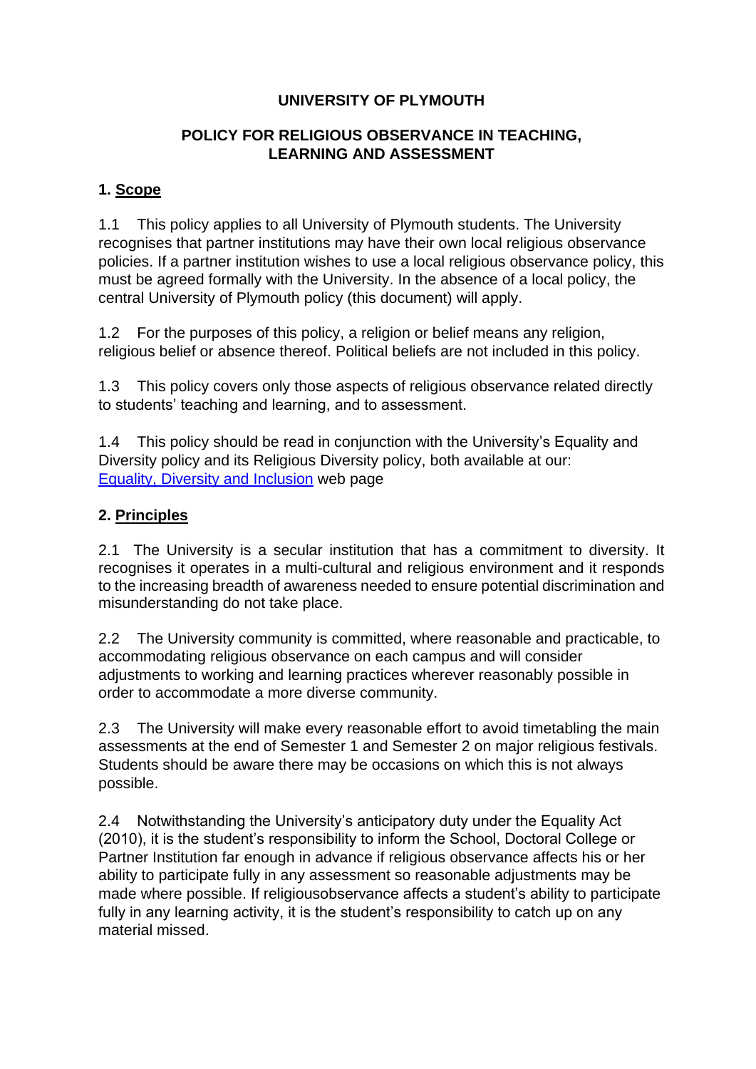# UNIVERSITY OF PLYMOUTH

## POLICY FOR RELIGIOUS OBSERVANCE IN TEACHING, LEARNING AND ASSESSMENT

### 1. Scope

1.1 This policy applies to all University of Plymouth students. The University recognises that partner institutions may have their own local religious observance policies. If a partner institution wishes to use a local religious observance policy, this must be agreed formally with the University. In the absence of a local policy, the central University of Plymouth policy (this document) will apply.

1.2 For the purposes of this policy, a religion or belief means any religion, religious belief or absence thereof. Political beliefs are not included in this policy.

1.3 This policy covers only those aspects of religious observance related directly to students' teaching and learning, and to assessment.

1.4 This policy should be read in conjunction with the University's Equality and Diversity policy and its Religious Diversity policy, both available at our: Equality, Diversity and Inclusion web page

### 2. Principles

2.1 The University is a secular institution that has a commitment to diversity. It recognises it operates in a multi-cultural and religious environment and it responds to the increasing breadth of awareness needed to ensure potential discrimination and misunderstanding do not take place.

2.2 The University community is committed, where reasonable and practicable, to accommodating religious observance on each campus and will consider adjustments to working and learning practices wherever reasonably possible in order to accommodate a more diverse community.

2.3 The University will make every reasonable effort to avoid timetabling the main assessments at the end of Semester 1 and Semester 2 on major religious festivals. Students should be aware there may be occasions on which this is not always possible.

2.4 Notwithstanding the University's anticipatory duty under the Equality Act (2010), it is the student's responsibility to inform the School, Doctoral College or Partner Institution far enough in advance if religious observance affects his or her ability to participate fully in any assessment so reasonable adjustments may be made where possible. If religiousobservance affects a student's ability to participate fully in any learning activity, it is the student's responsibility to catch up on any material missed.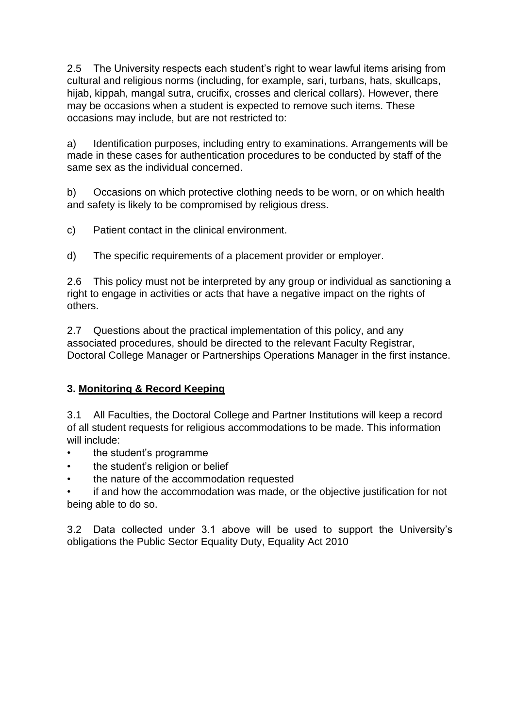2.5 The University respects each student's right to wear lawful items arising from cultural and religious norms (including, for example, sari, turbans, hats, skullcaps, hijab, kippah, mangal sutra, crucifix, crosses and clerical collars). However, there may be occasions when a student is expected to remove such items. These occasions may include, but are not restricted to:

a) Identification purposes, including entry to examinations. Arrangements will be made in these cases for authentication procedures to be conducted by staff of the same sex as the individual concerned.

b) Occasions on which protective clothing needs to be worn, or on which health and safety is likely to be compromised by religious dress.

c) Patient contact in the clinical environment.

d) The specific requirements of a placement provider or employer.

2.6 This policy must not be interpreted by any group or individual as sanctioning a right to engage in activities or acts that have a negative impact on the rights of others.

2.7 Questions about the practical implementation of this policy, and any associated procedures, should be directed to the relevant Faculty Registrar, Doctoral College Manager or Partnerships Operations Manager in the first instance.

### 3. Monitoring & Record Keeping

3.1 All Faculties, the Doctoral College and Partner Institutions will keep a record of all student requests for religious accommodations to be made. This information will include:

- the student's programme
- the student's religion or belief
- the nature of the accommodation requested
- if and how the accommodation was made, or the objective justification for not being able to do so.

3.2 Data collected under 3.1 above will be used to support the University's obligations the Public Sector Equality Duty, Equality Act 2010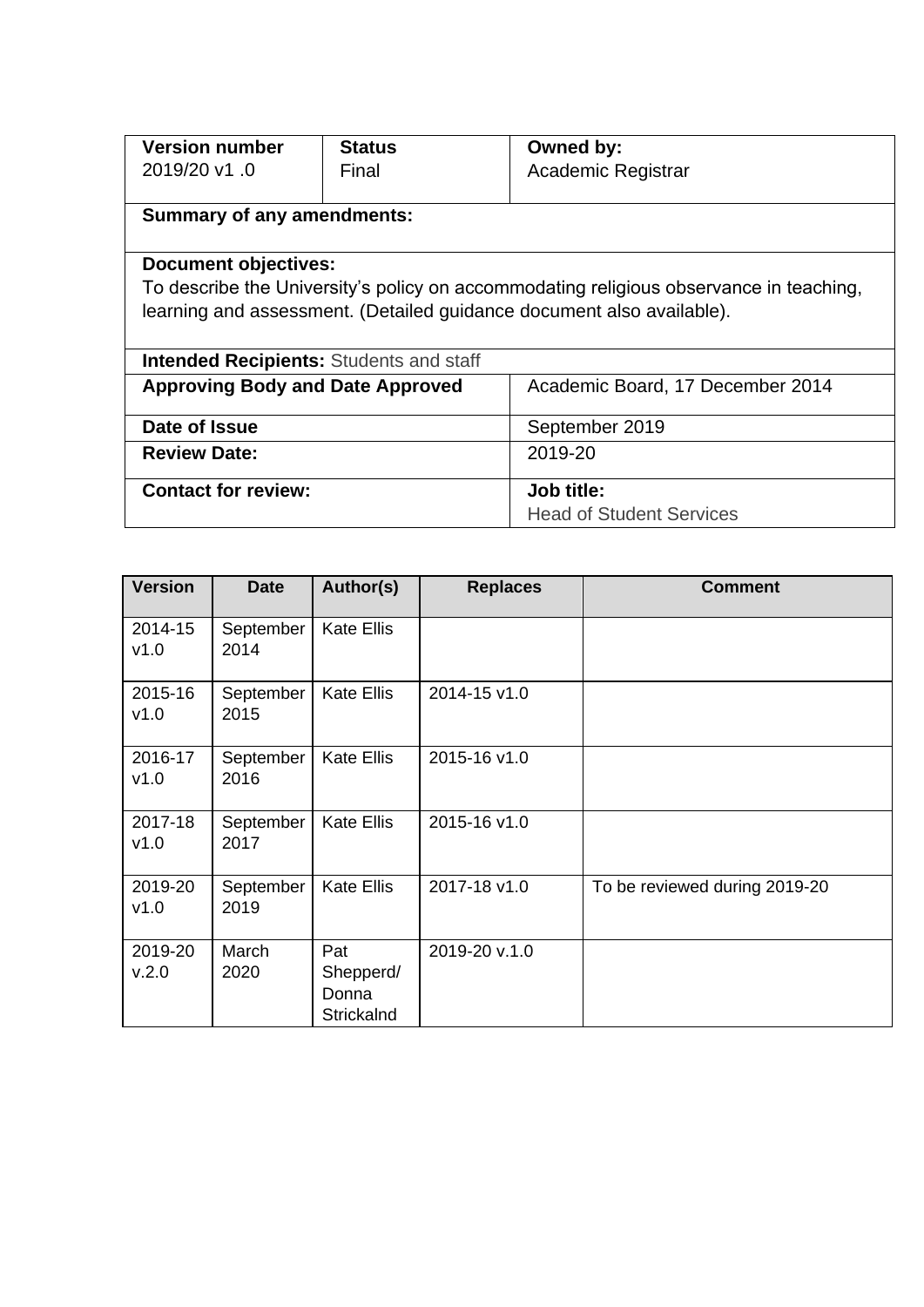| Version number 2019/20 v1 .0 | Status Final | Owned by: Academic Registrar |
|---|---|---|
| **Summary of any amendments:** | | |
| **Document objectives:** To describe the University's policy on accommodating religious observance in teaching, learning and assessment. (Detailed guidance document also available). | | |
| **Intended Recipients:** Students and staff | | |
| **Approving Body and Date Approved** | | Academic Board, 17 December 2014 |
| **Date of Issue** | | September 2019 |
| **Review Date:** | | 2019-20 |
| **Contact for review:** | | **Job title:** Head of Student Services |

| Version | Date | Author(s) | Replaces | Comment |
|---|---|---|---|---|
| 2014-15 v1.0 | September 2014 | Kate Ellis | | |
| 2015-16 v1.0 | September 2015 | Kate Ellis | 2014-15 v1.0 | |
| 2016-17 v1.0 | September 2016 | Kate Ellis | 2015-16 v1.0 | |
| 2017-18 v1.0 | September 2017 | Kate Ellis | 2015-16 v1.0 | |
| 2019-20 v1.0 | September 2019 | Kate Ellis | 2017-18 v1.0 | To be reviewed during 2019-20 |
| 2019-20 v.2.0 | March 2020 | Pat Shepperd/ Donna Strickalnd | 2019-20 v.1.0 | |